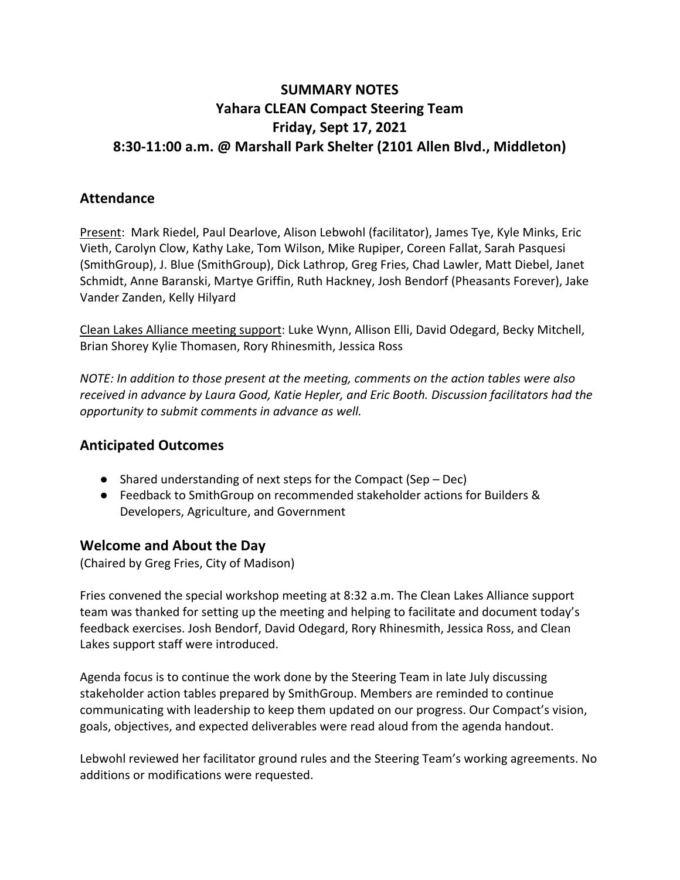# SUMMARY NOTES
# Yahara CLEAN Compact Steering Team
# Friday, Sept 17, 2021
# 8:30-11:00 a.m. @ Marshall Park Shelter (2101 Allen Blvd., Middleton)

## Attendance

Present: Mark Riedel, Paul Dearlove, Alison Lebwohl (facilitator), James Tye, Kyle Minks, Eric Vieth, Carolyn Clow, Kathy Lake, Tom Wilson, Mike Rupiper, Coreen Fallat, Sarah Pasquesi (SmithGroup), J. Blue (SmithGroup), Dick Lathrop, Greg Fries, Chad Lawler, Matt Diebel, Janet Schmidt, Anne Baranski, Martye Griffin, Ruth Hackney, Josh Bendorf (Pheasants Forever), Jake Vander Zanden, Kelly Hilyard

Clean Lakes Alliance meeting support: Luke Wynn, Allison Elli, David Odegard, Becky Mitchell, Brian Shorey Kylie Thomasen, Rory Rhinesmith, Jessica Ross

*NOTE: In addition to those present at the meeting, comments on the action tables were also received in advance by Laura Good, Katie Hepler, and Eric Booth. Discussion facilitators had the opportunity to submit comments in advance as well.*

## Anticipated Outcomes

- Shared understanding of next steps for the Compact (Sep – Dec)
- Feedback to SmithGroup on recommended stakeholder actions for Builders & Developers, Agriculture, and Government

## Welcome and About the Day

(Chaired by Greg Fries, City of Madison)

Fries convened the special workshop meeting at 8:32 a.m. The Clean Lakes Alliance support team was thanked for setting up the meeting and helping to facilitate and document today's feedback exercises. Josh Bendorf, David Odegard, Rory Rhinesmith, Jessica Ross, and Clean Lakes support staff were introduced.

Agenda focus is to continue the work done by the Steering Team in late July discussing stakeholder action tables prepared by SmithGroup. Members are reminded to continue communicating with leadership to keep them updated on our progress. Our Compact's vision, goals, objectives, and expected deliverables were read aloud from the agenda handout.

Lebwohl reviewed her facilitator ground rules and the Steering Team's working agreements. No additions or modifications were requested.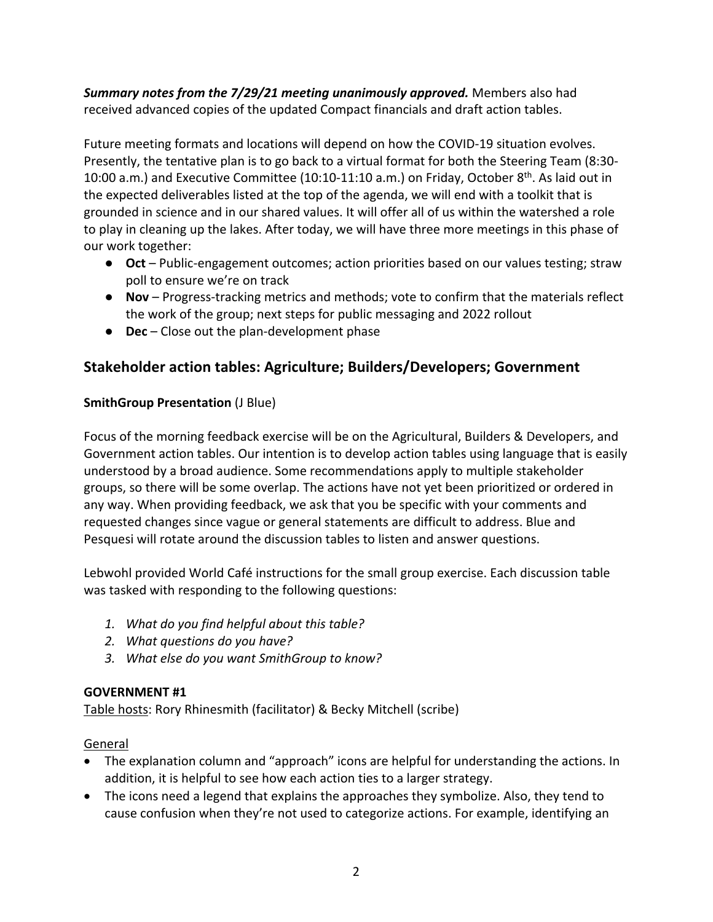***Summary notes from the 7/29/21 meeting unanimously approved.*** Members also had received advanced copies of the updated Compact financials and draft action tables.

Future meeting formats and locations will depend on how the COVID-19 situation evolves. Presently, the tentative plan is to go back to a virtual format for both the Steering Team (8:30-10:00 a.m.) and Executive Committee (10:10-11:10 a.m.) on Friday, October 8th. As laid out in the expected deliverables listed at the top of the agenda, we will end with a toolkit that is grounded in science and in our shared values. It will offer all of us within the watershed a role to play in cleaning up the lakes. After today, we will have three more meetings in this phase of our work together:

- **Oct** – Public-engagement outcomes; action priorities based on our values testing; straw poll to ensure we're on track
- **Nov** – Progress-tracking metrics and methods; vote to confirm that the materials reflect the work of the group; next steps for public messaging and 2022 rollout
- **Dec** – Close out the plan-development phase

## Stakeholder action tables: Agriculture; Builders/Developers; Government

**SmithGroup Presentation** (J Blue)

Focus of the morning feedback exercise will be on the Agricultural, Builders & Developers, and Government action tables. Our intention is to develop action tables using language that is easily understood by a broad audience. Some recommendations apply to multiple stakeholder groups, so there will be some overlap. The actions have not yet been prioritized or ordered in any way. When providing feedback, we ask that you be specific with your comments and requested changes since vague or general statements are difficult to address. Blue and Pesquesi will rotate around the discussion tables to listen and answer questions.

Lebwohl provided World Café instructions for the small group exercise. Each discussion table was tasked with responding to the following questions:

1. *What do you find helpful about this table?*
2. *What questions do you have?*
3. *What else do you want SmithGroup to know?*

**GOVERNMENT #1**

Table hosts: Rory Rhinesmith (facilitator) & Becky Mitchell (scribe)

General

- The explanation column and "approach" icons are helpful for understanding the actions. In addition, it is helpful to see how each action ties to a larger strategy.
- The icons need a legend that explains the approaches they symbolize. Also, they tend to cause confusion when they're not used to categorize actions. For example, identifying an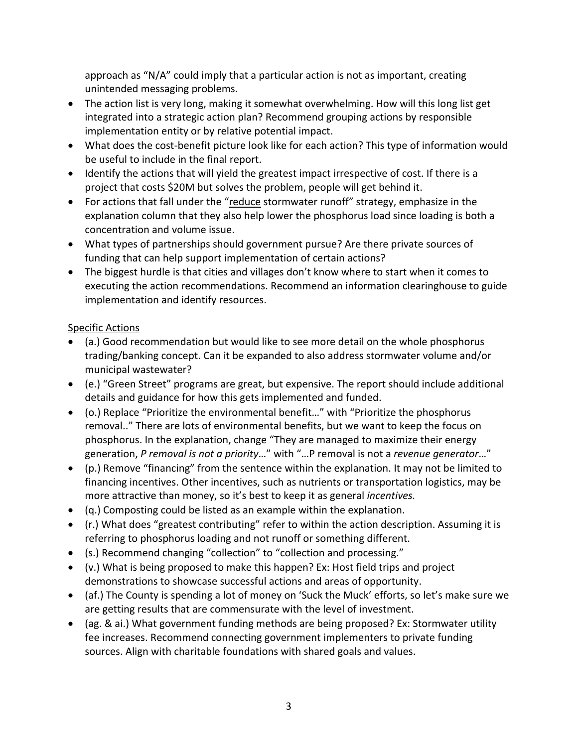approach as "N/A" could imply that a particular action is not as important, creating unintended messaging problems.

- The action list is very long, making it somewhat overwhelming. How will this long list get integrated into a strategic action plan? Recommend grouping actions by responsible implementation entity or by relative potential impact.
- What does the cost-benefit picture look like for each action? This type of information would be useful to include in the final report.
- Identify the actions that will yield the greatest impact irrespective of cost. If there is a project that costs $20M but solves the problem, people will get behind it.
- For actions that fall under the "<u>reduce</u> stormwater runoff" strategy, emphasize in the explanation column that they also help lower the phosphorus load since loading is both a concentration and volume issue.
- What types of partnerships should government pursue? Are there private sources of funding that can help support implementation of certain actions?
- The biggest hurdle is that cities and villages don't know where to start when it comes to executing the action recommendations. Recommend an information clearinghouse to guide implementation and identify resources.

<u>Specific Actions</u>

- (a.) Good recommendation but would like to see more detail on the whole phosphorus trading/banking concept. Can it be expanded to also address stormwater volume and/or municipal wastewater?
- (e.) "Green Street" programs are great, but expensive. The report should include additional details and guidance for how this gets implemented and funded.
- (o.) Replace "Prioritize the environmental benefit…" with "Prioritize the phosphorus removal.." There are lots of environmental benefits, but we want to keep the focus on phosphorus. In the explanation, change "They are managed to maximize their energy generation, *P removal is not a priority*…" with "…P removal is not a *revenue generator*…"
- (p.) Remove "financing" from the sentence within the explanation. It may not be limited to financing incentives. Other incentives, such as nutrients or transportation logistics, may be more attractive than money, so it's best to keep it as general *incentives.*
- (q.) Composting could be listed as an example within the explanation.
- (r.) What does "greatest contributing" refer to within the action description. Assuming it is referring to phosphorus loading and not runoff or something different.
- (s.) Recommend changing "collection" to "collection and processing."
- (v.) What is being proposed to make this happen? Ex: Host field trips and project demonstrations to showcase successful actions and areas of opportunity.
- (af.) The County is spending a lot of money on 'Suck the Muck' efforts, so let's make sure we are getting results that are commensurate with the level of investment.
- (ag. & ai.) What government funding methods are being proposed? Ex: Stormwater utility fee increases. Recommend connecting government implementers to private funding sources. Align with charitable foundations with shared goals and values.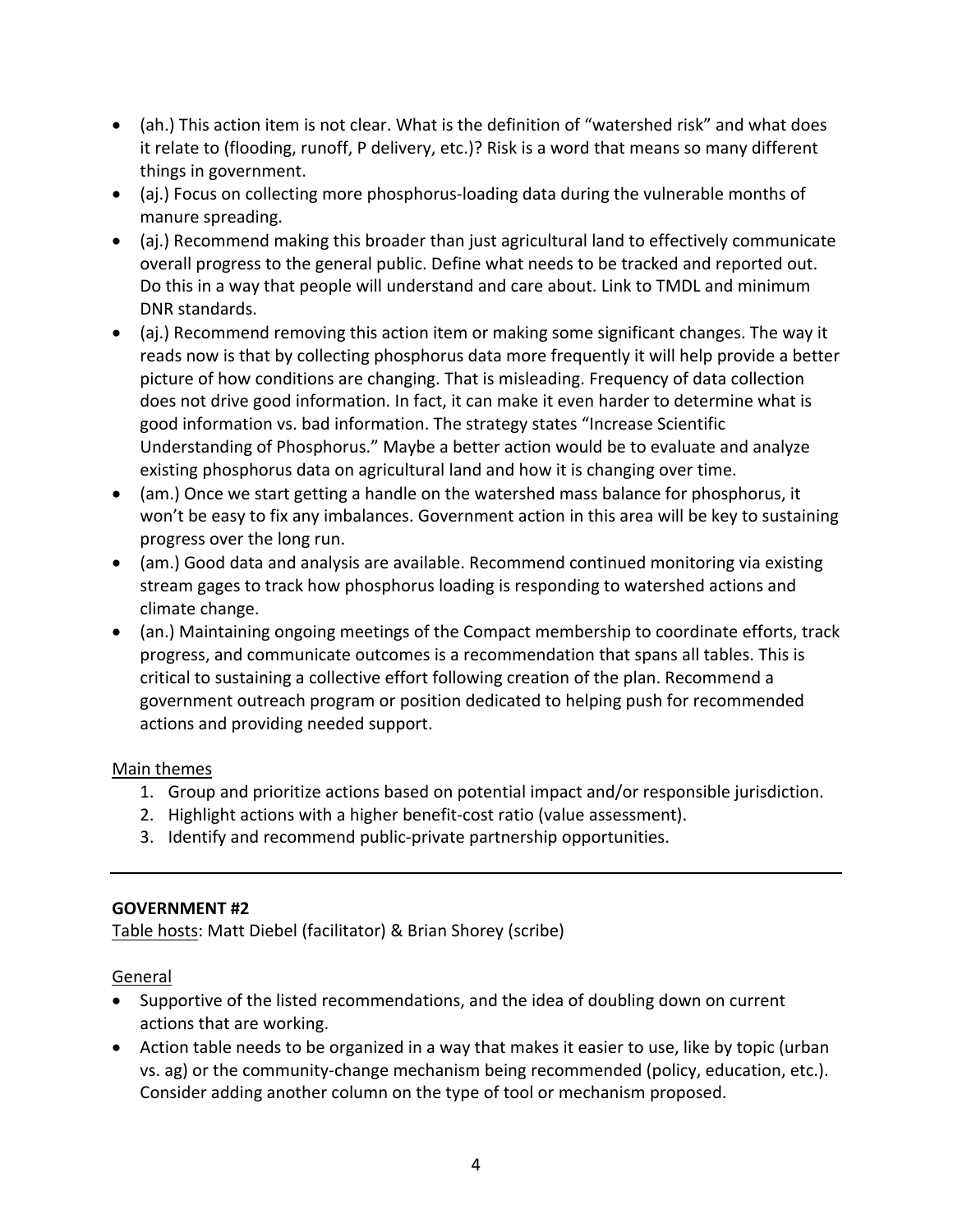- (ah.) This action item is not clear. What is the definition of "watershed risk" and what does it relate to (flooding, runoff, P delivery, etc.)? Risk is a word that means so many different things in government.
- (aj.) Focus on collecting more phosphorus-loading data during the vulnerable months of manure spreading.
- (aj.) Recommend making this broader than just agricultural land to effectively communicate overall progress to the general public. Define what needs to be tracked and reported out. Do this in a way that people will understand and care about. Link to TMDL and minimum DNR standards.
- (aj.) Recommend removing this action item or making some significant changes. The way it reads now is that by collecting phosphorus data more frequently it will help provide a better picture of how conditions are changing. That is misleading. Frequency of data collection does not drive good information. In fact, it can make it even harder to determine what is good information vs. bad information. The strategy states "Increase Scientific Understanding of Phosphorus." Maybe a better action would be to evaluate and analyze existing phosphorus data on agricultural land and how it is changing over time.
- (am.) Once we start getting a handle on the watershed mass balance for phosphorus, it won't be easy to fix any imbalances. Government action in this area will be key to sustaining progress over the long run.
- (am.) Good data and analysis are available. Recommend continued monitoring via existing stream gages to track how phosphorus loading is responding to watershed actions and climate change.
- (an.) Maintaining ongoing meetings of the Compact membership to coordinate efforts, track progress, and communicate outcomes is a recommendation that spans all tables. This is critical to sustaining a collective effort following creation of the plan. Recommend a government outreach program or position dedicated to helping push for recommended actions and providing needed support.

Main themes

1. Group and prioritize actions based on potential impact and/or responsible jurisdiction.
2. Highlight actions with a higher benefit-cost ratio (value assessment).
3. Identify and recommend public-private partnership opportunities.

---

**GOVERNMENT #2**

Table hosts: Matt Diebel (facilitator) & Brian Shorey (scribe)

General

- Supportive of the listed recommendations, and the idea of doubling down on current actions that are working.
- Action table needs to be organized in a way that makes it easier to use, like by topic (urban vs. ag) or the community-change mechanism being recommended (policy, education, etc.). Consider adding another column on the type of tool or mechanism proposed.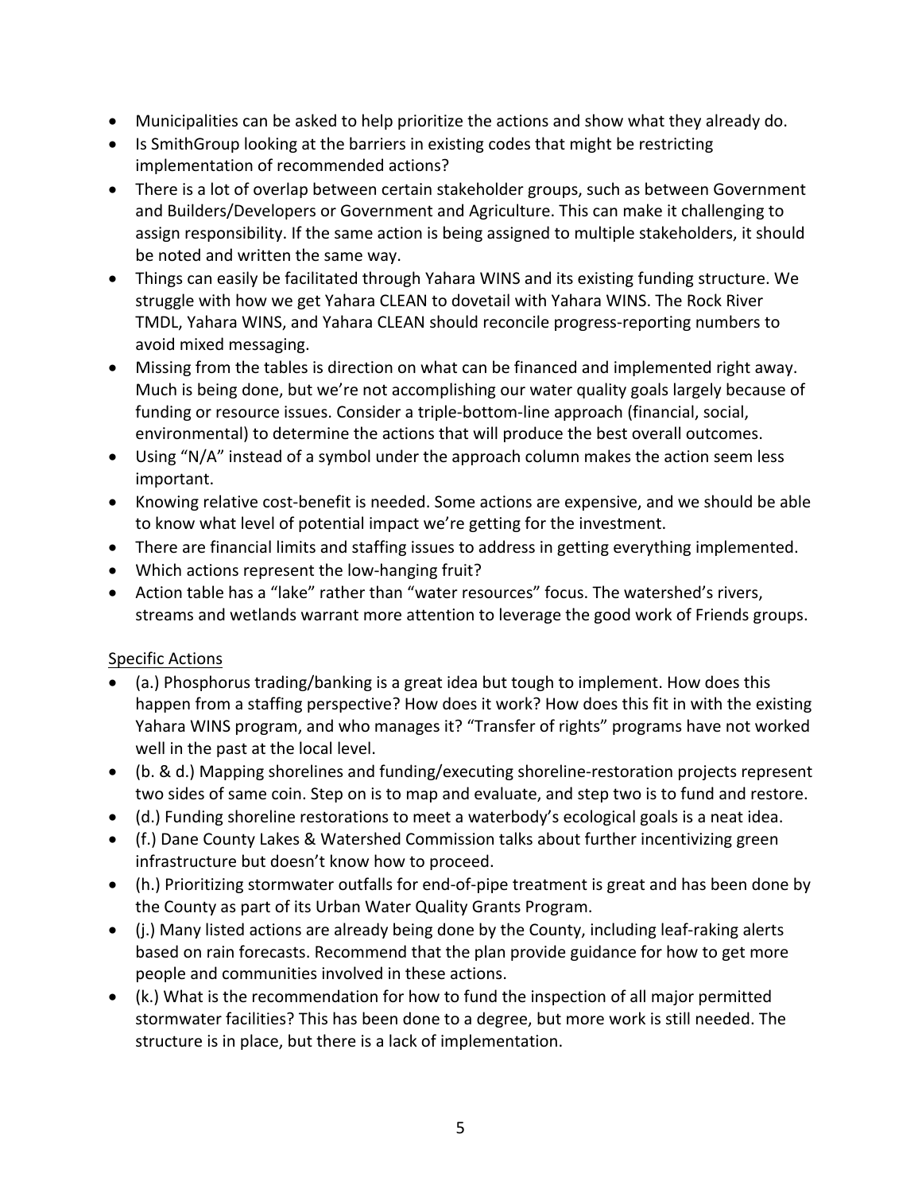- Municipalities can be asked to help prioritize the actions and show what they already do.
- Is SmithGroup looking at the barriers in existing codes that might be restricting implementation of recommended actions?
- There is a lot of overlap between certain stakeholder groups, such as between Government and Builders/Developers or Government and Agriculture. This can make it challenging to assign responsibility. If the same action is being assigned to multiple stakeholders, it should be noted and written the same way.
- Things can easily be facilitated through Yahara WINS and its existing funding structure. We struggle with how we get Yahara CLEAN to dovetail with Yahara WINS. The Rock River TMDL, Yahara WINS, and Yahara CLEAN should reconcile progress-reporting numbers to avoid mixed messaging.
- Missing from the tables is direction on what can be financed and implemented right away. Much is being done, but we're not accomplishing our water quality goals largely because of funding or resource issues. Consider a triple-bottom-line approach (financial, social, environmental) to determine the actions that will produce the best overall outcomes.
- Using "N/A" instead of a symbol under the approach column makes the action seem less important.
- Knowing relative cost-benefit is needed. Some actions are expensive, and we should be able to know what level of potential impact we're getting for the investment.
- There are financial limits and staffing issues to address in getting everything implemented.
- Which actions represent the low-hanging fruit?
- Action table has a "lake" rather than "water resources" focus. The watershed's rivers, streams and wetlands warrant more attention to leverage the good work of Friends groups.

<u>Specific Actions</u>

- (a.) Phosphorus trading/banking is a great idea but tough to implement. How does this happen from a staffing perspective? How does it work? How does this fit in with the existing Yahara WINS program, and who manages it? "Transfer of rights" programs have not worked well in the past at the local level.
- (b. & d.) Mapping shorelines and funding/executing shoreline-restoration projects represent two sides of same coin. Step on is to map and evaluate, and step two is to fund and restore.
- (d.) Funding shoreline restorations to meet a waterbody's ecological goals is a neat idea.
- (f.) Dane County Lakes & Watershed Commission talks about further incentivizing green infrastructure but doesn't know how to proceed.
- (h.) Prioritizing stormwater outfalls for end-of-pipe treatment is great and has been done by the County as part of its Urban Water Quality Grants Program.
- (j.) Many listed actions are already being done by the County, including leaf-raking alerts based on rain forecasts. Recommend that the plan provide guidance for how to get more people and communities involved in these actions.
- (k.) What is the recommendation for how to fund the inspection of all major permitted stormwater facilities? This has been done to a degree, but more work is still needed. The structure is in place, but there is a lack of implementation.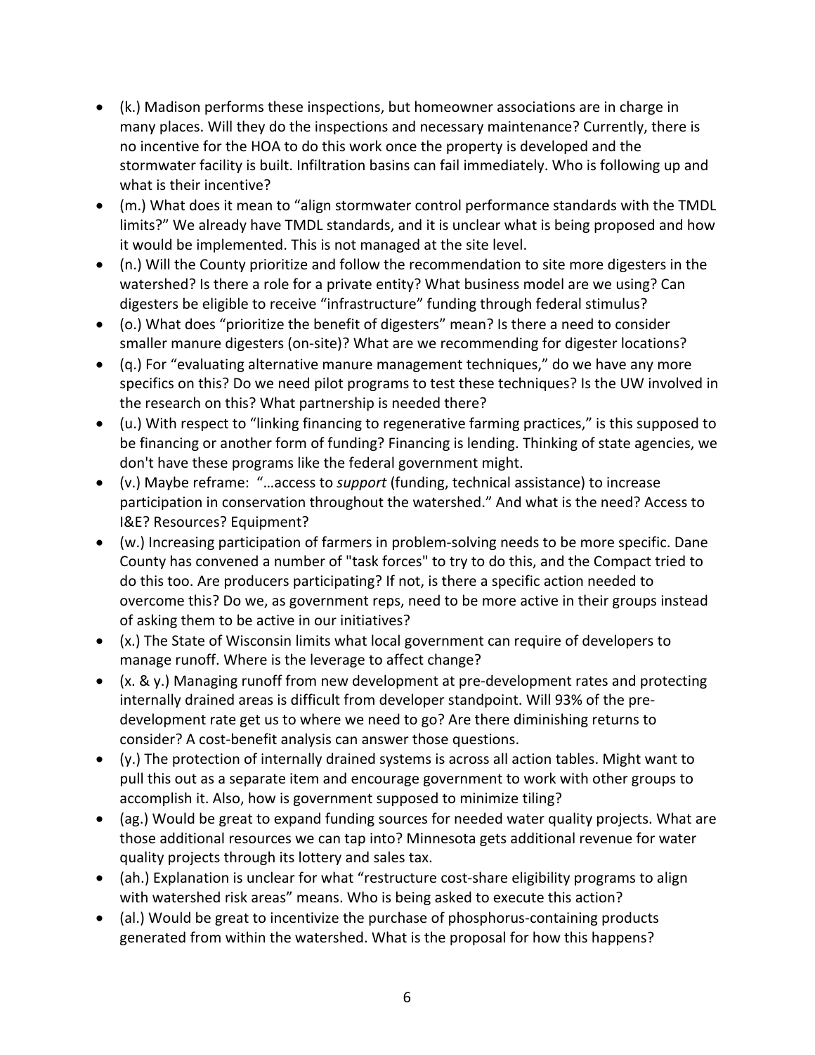- (k.) Madison performs these inspections, but homeowner associations are in charge in many places. Will they do the inspections and necessary maintenance? Currently, there is no incentive for the HOA to do this work once the property is developed and the stormwater facility is built. Infiltration basins can fail immediately. Who is following up and what is their incentive?
- (m.) What does it mean to "align stormwater control performance standards with the TMDL limits?" We already have TMDL standards, and it is unclear what is being proposed and how it would be implemented. This is not managed at the site level.
- (n.) Will the County prioritize and follow the recommendation to site more digesters in the watershed? Is there a role for a private entity? What business model are we using? Can digesters be eligible to receive "infrastructure" funding through federal stimulus?
- (o.) What does "prioritize the benefit of digesters" mean? Is there a need to consider smaller manure digesters (on-site)? What are we recommending for digester locations?
- (q.) For "evaluating alternative manure management techniques," do we have any more specifics on this? Do we need pilot programs to test these techniques? Is the UW involved in the research on this? What partnership is needed there?
- (u.) With respect to "linking financing to regenerative farming practices," is this supposed to be financing or another form of funding? Financing is lending. Thinking of state agencies, we don't have these programs like the federal government might.
- (v.) Maybe reframe: "…access to *support* (funding, technical assistance) to increase participation in conservation throughout the watershed." And what is the need? Access to I&E? Resources? Equipment?
- (w.) Increasing participation of farmers in problem-solving needs to be more specific. Dane County has convened a number of "task forces" to try to do this, and the Compact tried to do this too. Are producers participating? If not, is there a specific action needed to overcome this? Do we, as government reps, need to be more active in their groups instead of asking them to be active in our initiatives?
- (x.) The State of Wisconsin limits what local government can require of developers to manage runoff. Where is the leverage to affect change?
- (x. & y.) Managing runoff from new development at pre-development rates and protecting internally drained areas is difficult from developer standpoint. Will 93% of the pre-development rate get us to where we need to go? Are there diminishing returns to consider? A cost-benefit analysis can answer those questions.
- (y.) The protection of internally drained systems is across all action tables. Might want to pull this out as a separate item and encourage government to work with other groups to accomplish it. Also, how is government supposed to minimize tiling?
- (ag.) Would be great to expand funding sources for needed water quality projects. What are those additional resources we can tap into? Minnesota gets additional revenue for water quality projects through its lottery and sales tax.
- (ah.) Explanation is unclear for what "restructure cost-share eligibility programs to align with watershed risk areas" means. Who is being asked to execute this action?
- (al.) Would be great to incentivize the purchase of phosphorus-containing products generated from within the watershed. What is the proposal for how this happens?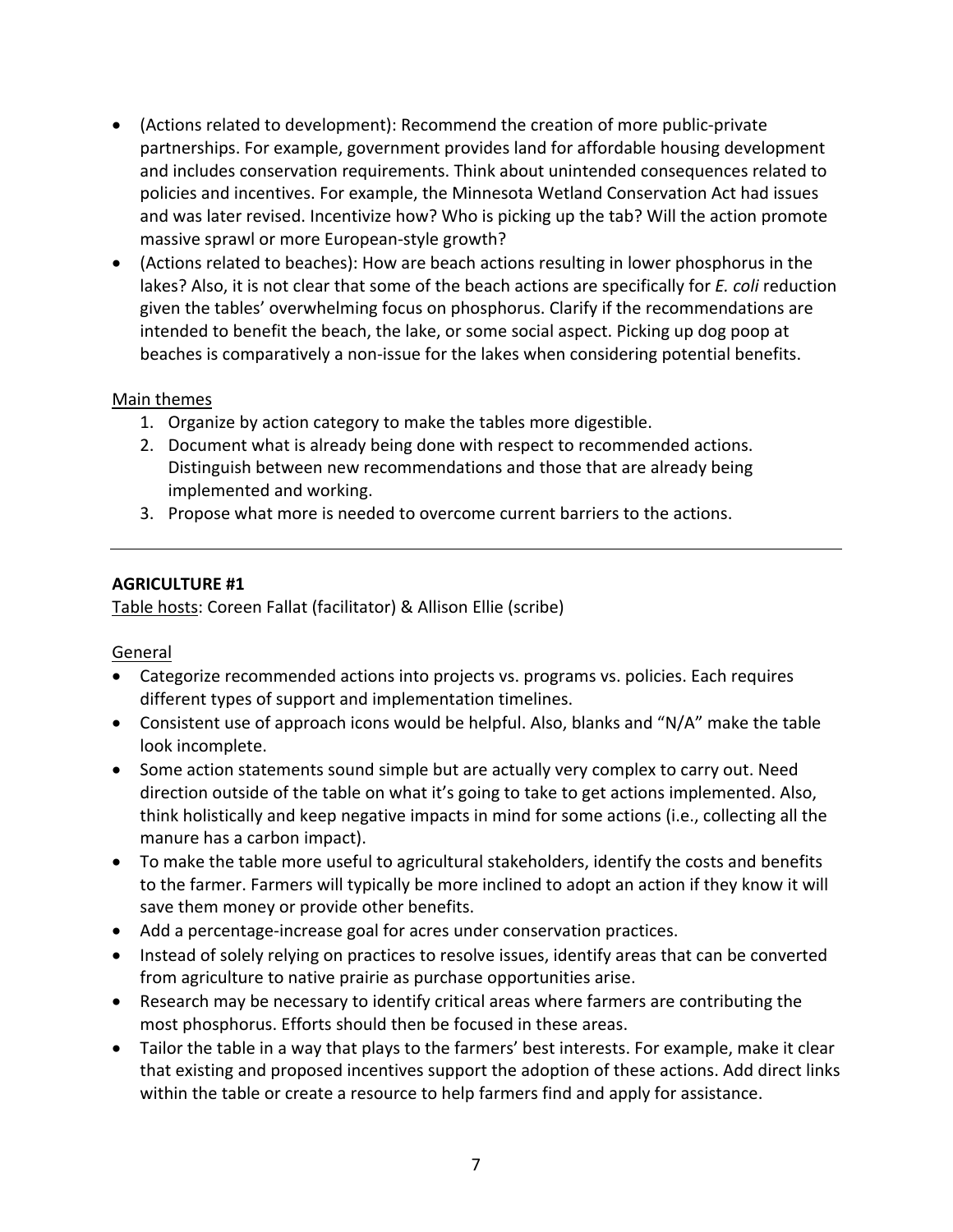- (Actions related to development): Recommend the creation of more public-private partnerships. For example, government provides land for affordable housing development and includes conservation requirements. Think about unintended consequences related to policies and incentives. For example, the Minnesota Wetland Conservation Act had issues and was later revised. Incentivize how? Who is picking up the tab? Will the action promote massive sprawl or more European-style growth?
- (Actions related to beaches): How are beach actions resulting in lower phosphorus in the lakes? Also, it is not clear that some of the beach actions are specifically for *E. coli* reduction given the tables' overwhelming focus on phosphorus. Clarify if the recommendations are intended to benefit the beach, the lake, or some social aspect. Picking up dog poop at beaches is comparatively a non-issue for the lakes when considering potential benefits.

Main themes

1. Organize by action category to make the tables more digestible.
2. Document what is already being done with respect to recommended actions. Distinguish between new recommendations and those that are already being implemented and working.
3. Propose what more is needed to overcome current barriers to the actions.

---

**AGRICULTURE #1**

Table hosts: Coreen Fallat (facilitator) & Allison Ellie (scribe)

General

- Categorize recommended actions into projects vs. programs vs. policies. Each requires different types of support and implementation timelines.
- Consistent use of approach icons would be helpful. Also, blanks and "N/A" make the table look incomplete.
- Some action statements sound simple but are actually very complex to carry out. Need direction outside of the table on what it's going to take to get actions implemented. Also, think holistically and keep negative impacts in mind for some actions (i.e., collecting all the manure has a carbon impact).
- To make the table more useful to agricultural stakeholders, identify the costs and benefits to the farmer. Farmers will typically be more inclined to adopt an action if they know it will save them money or provide other benefits.
- Add a percentage-increase goal for acres under conservation practices.
- Instead of solely relying on practices to resolve issues, identify areas that can be converted from agriculture to native prairie as purchase opportunities arise.
- Research may be necessary to identify critical areas where farmers are contributing the most phosphorus. Efforts should then be focused in these areas.
- Tailor the table in a way that plays to the farmers' best interests. For example, make it clear that existing and proposed incentives support the adoption of these actions. Add direct links within the table or create a resource to help farmers find and apply for assistance.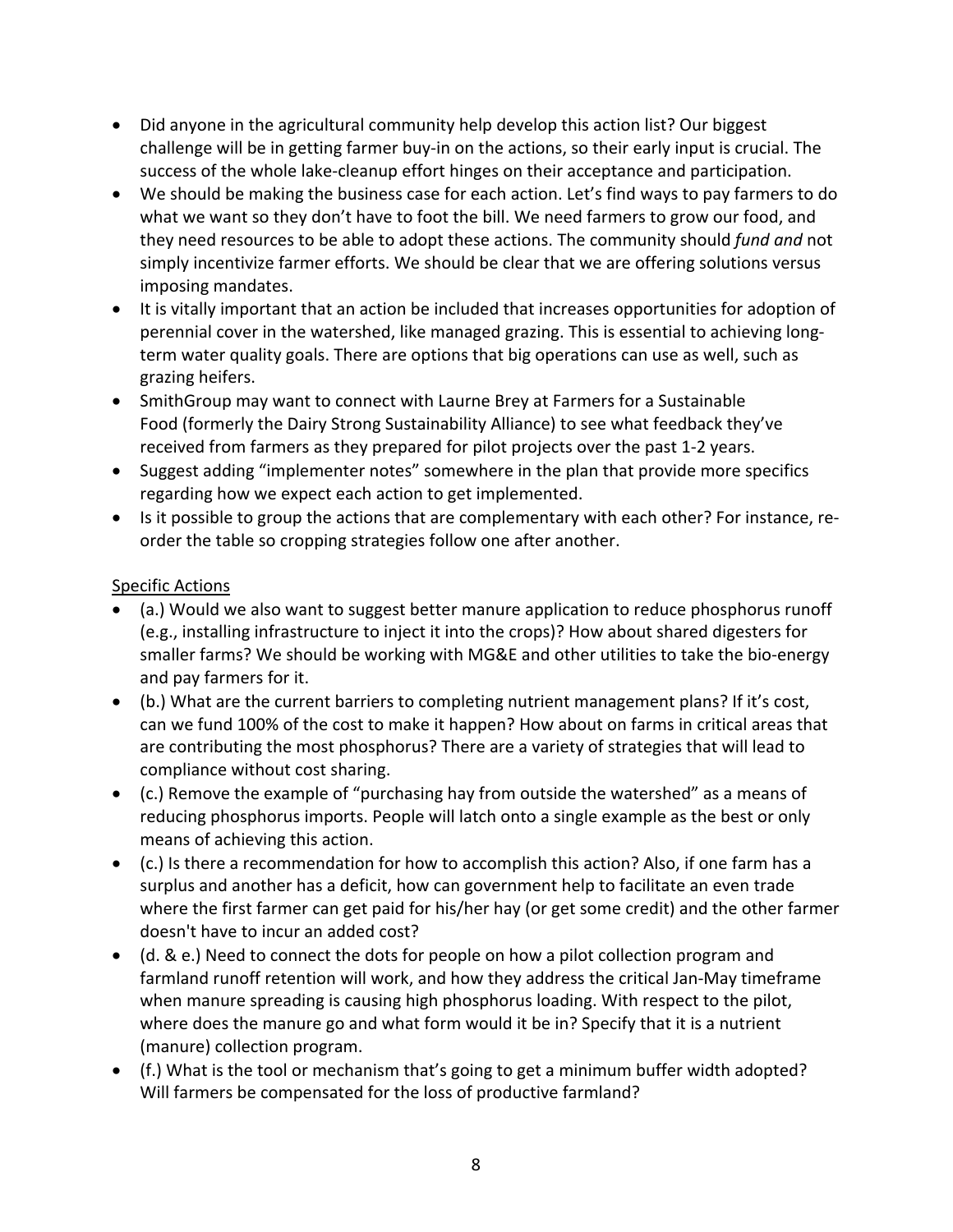- Did anyone in the agricultural community help develop this action list? Our biggest challenge will be in getting farmer buy-in on the actions, so their early input is crucial. The success of the whole lake-cleanup effort hinges on their acceptance and participation.
- We should be making the business case for each action. Let's find ways to pay farmers to do what we want so they don't have to foot the bill. We need farmers to grow our food, and they need resources to be able to adopt these actions. The community should *fund and* not simply incentivize farmer efforts. We should be clear that we are offering solutions versus imposing mandates.
- It is vitally important that an action be included that increases opportunities for adoption of perennial cover in the watershed, like managed grazing. This is essential to achieving long-term water quality goals. There are options that big operations can use as well, such as grazing heifers.
- SmithGroup may want to connect with Laurne Brey at Farmers for a Sustainable Food (formerly the Dairy Strong Sustainability Alliance) to see what feedback they've received from farmers as they prepared for pilot projects over the past 1-2 years.
- Suggest adding "implementer notes" somewhere in the plan that provide more specifics regarding how we expect each action to get implemented.
- Is it possible to group the actions that are complementary with each other? For instance, re-order the table so cropping strategies follow one after another.

<u>Specific Actions</u>

- (a.) Would we also want to suggest better manure application to reduce phosphorus runoff (e.g., installing infrastructure to inject it into the crops)? How about shared digesters for smaller farms? We should be working with MG&E and other utilities to take the bio-energy and pay farmers for it.
- (b.) What are the current barriers to completing nutrient management plans? If it's cost, can we fund 100% of the cost to make it happen? How about on farms in critical areas that are contributing the most phosphorus? There are a variety of strategies that will lead to compliance without cost sharing.
- (c.) Remove the example of "purchasing hay from outside the watershed" as a means of reducing phosphorus imports. People will latch onto a single example as the best or only means of achieving this action.
- (c.) Is there a recommendation for how to accomplish this action? Also, if one farm has a surplus and another has a deficit, how can government help to facilitate an even trade where the first farmer can get paid for his/her hay (or get some credit) and the other farmer doesn't have to incur an added cost?
- (d. & e.) Need to connect the dots for people on how a pilot collection program and farmland runoff retention will work, and how they address the critical Jan-May timeframe when manure spreading is causing high phosphorus loading. With respect to the pilot, where does the manure go and what form would it be in? Specify that it is a nutrient (manure) collection program.
- (f.) What is the tool or mechanism that's going to get a minimum buffer width adopted? Will farmers be compensated for the loss of productive farmland?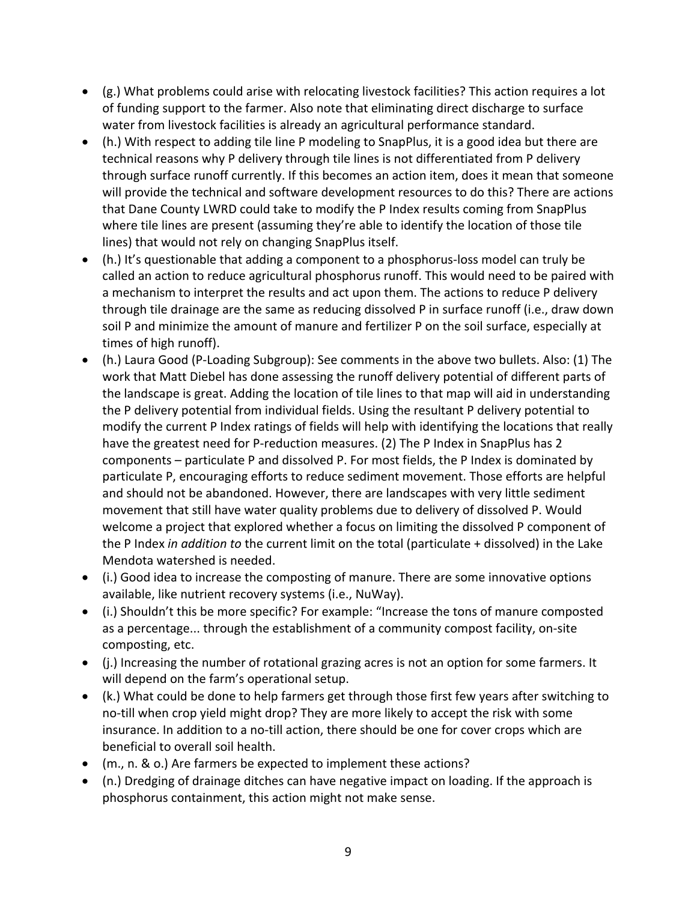- (g.) What problems could arise with relocating livestock facilities? This action requires a lot of funding support to the farmer. Also note that eliminating direct discharge to surface water from livestock facilities is already an agricultural performance standard.
- (h.) With respect to adding tile line P modeling to SnapPlus, it is a good idea but there are technical reasons why P delivery through tile lines is not differentiated from P delivery through surface runoff currently. If this becomes an action item, does it mean that someone will provide the technical and software development resources to do this? There are actions that Dane County LWRD could take to modify the P Index results coming from SnapPlus where tile lines are present (assuming they're able to identify the location of those tile lines) that would not rely on changing SnapPlus itself.
- (h.) It's questionable that adding a component to a phosphorus-loss model can truly be called an action to reduce agricultural phosphorus runoff. This would need to be paired with a mechanism to interpret the results and act upon them. The actions to reduce P delivery through tile drainage are the same as reducing dissolved P in surface runoff (i.e., draw down soil P and minimize the amount of manure and fertilizer P on the soil surface, especially at times of high runoff).
- (h.) Laura Good (P-Loading Subgroup): See comments in the above two bullets. Also: (1) The work that Matt Diebel has done assessing the runoff delivery potential of different parts of the landscape is great. Adding the location of tile lines to that map will aid in understanding the P delivery potential from individual fields. Using the resultant P delivery potential to modify the current P Index ratings of fields will help with identifying the locations that really have the greatest need for P-reduction measures. (2) The P Index in SnapPlus has 2 components – particulate P and dissolved P. For most fields, the P Index is dominated by particulate P, encouraging efforts to reduce sediment movement. Those efforts are helpful and should not be abandoned. However, there are landscapes with very little sediment movement that still have water quality problems due to delivery of dissolved P. Would welcome a project that explored whether a focus on limiting the dissolved P component of the P Index *in addition to* the current limit on the total (particulate + dissolved) in the Lake Mendota watershed is needed.
- (i.) Good idea to increase the composting of manure. There are some innovative options available, like nutrient recovery systems (i.e., NuWay).
- (i.) Shouldn't this be more specific? For example: "Increase the tons of manure composted as a percentage... through the establishment of a community compost facility, on-site composting, etc.
- (j.) Increasing the number of rotational grazing acres is not an option for some farmers. It will depend on the farm's operational setup.
- (k.) What could be done to help farmers get through those first few years after switching to no-till when crop yield might drop? They are more likely to accept the risk with some insurance. In addition to a no-till action, there should be one for cover crops which are beneficial to overall soil health.
- (m., n. & o.) Are farmers be expected to implement these actions?
- (n.) Dredging of drainage ditches can have negative impact on loading. If the approach is phosphorus containment, this action might not make sense.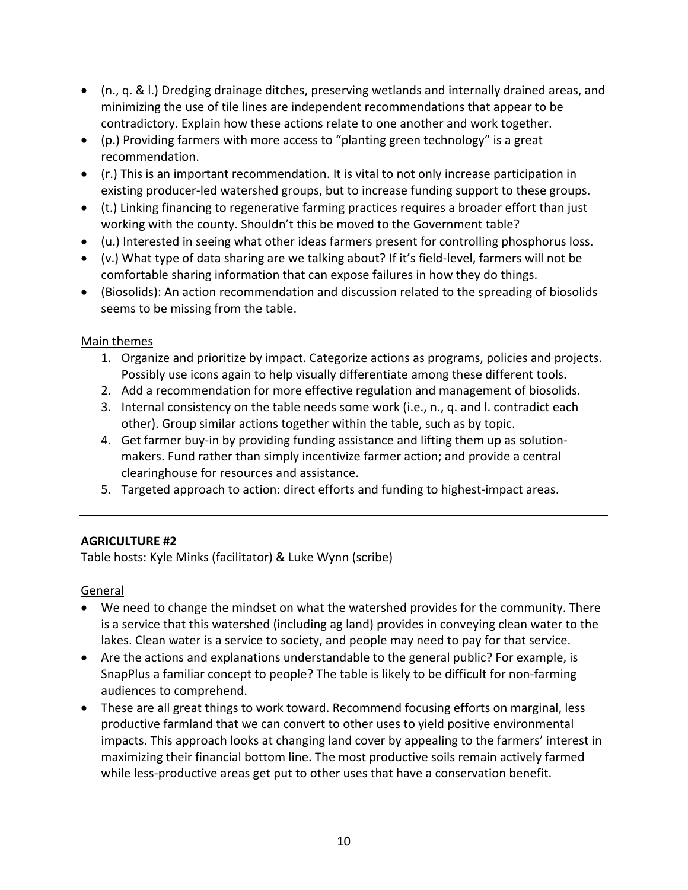- (n., q. & l.) Dredging drainage ditches, preserving wetlands and internally drained areas, and minimizing the use of tile lines are independent recommendations that appear to be contradictory. Explain how these actions relate to one another and work together.
- (p.) Providing farmers with more access to "planting green technology" is a great recommendation.
- (r.) This is an important recommendation. It is vital to not only increase participation in existing producer-led watershed groups, but to increase funding support to these groups.
- (t.) Linking financing to regenerative farming practices requires a broader effort than just working with the county. Shouldn't this be moved to the Government table?
- (u.) Interested in seeing what other ideas farmers present for controlling phosphorus loss.
- (v.) What type of data sharing are we talking about? If it's field-level, farmers will not be comfortable sharing information that can expose failures in how they do things.
- (Biosolids): An action recommendation and discussion related to the spreading of biosolids seems to be missing from the table.

<u>Main themes</u>

1. Organize and prioritize by impact. Categorize actions as programs, policies and projects. Possibly use icons again to help visually differentiate among these different tools.
2. Add a recommendation for more effective regulation and management of biosolids.
3. Internal consistency on the table needs some work (i.e., n., q. and l. contradict each other). Group similar actions together within the table, such as by topic.
4. Get farmer buy-in by providing funding assistance and lifting them up as solution-makers. Fund rather than simply incentivize farmer action; and provide a central clearinghouse for resources and assistance.
5. Targeted approach to action: direct efforts and funding to highest-impact areas.

---

**AGRICULTURE #2**

<u>Table hosts</u>: Kyle Minks (facilitator) & Luke Wynn (scribe)

<u>General</u>

- We need to change the mindset on what the watershed provides for the community. There is a service that this watershed (including ag land) provides in conveying clean water to the lakes. Clean water is a service to society, and people may need to pay for that service.
- Are the actions and explanations understandable to the general public? For example, is SnapPlus a familiar concept to people? The table is likely to be difficult for non-farming audiences to comprehend.
- These are all great things to work toward. Recommend focusing efforts on marginal, less productive farmland that we can convert to other uses to yield positive environmental impacts. This approach looks at changing land cover by appealing to the farmers' interest in maximizing their financial bottom line. The most productive soils remain actively farmed while less-productive areas get put to other uses that have a conservation benefit.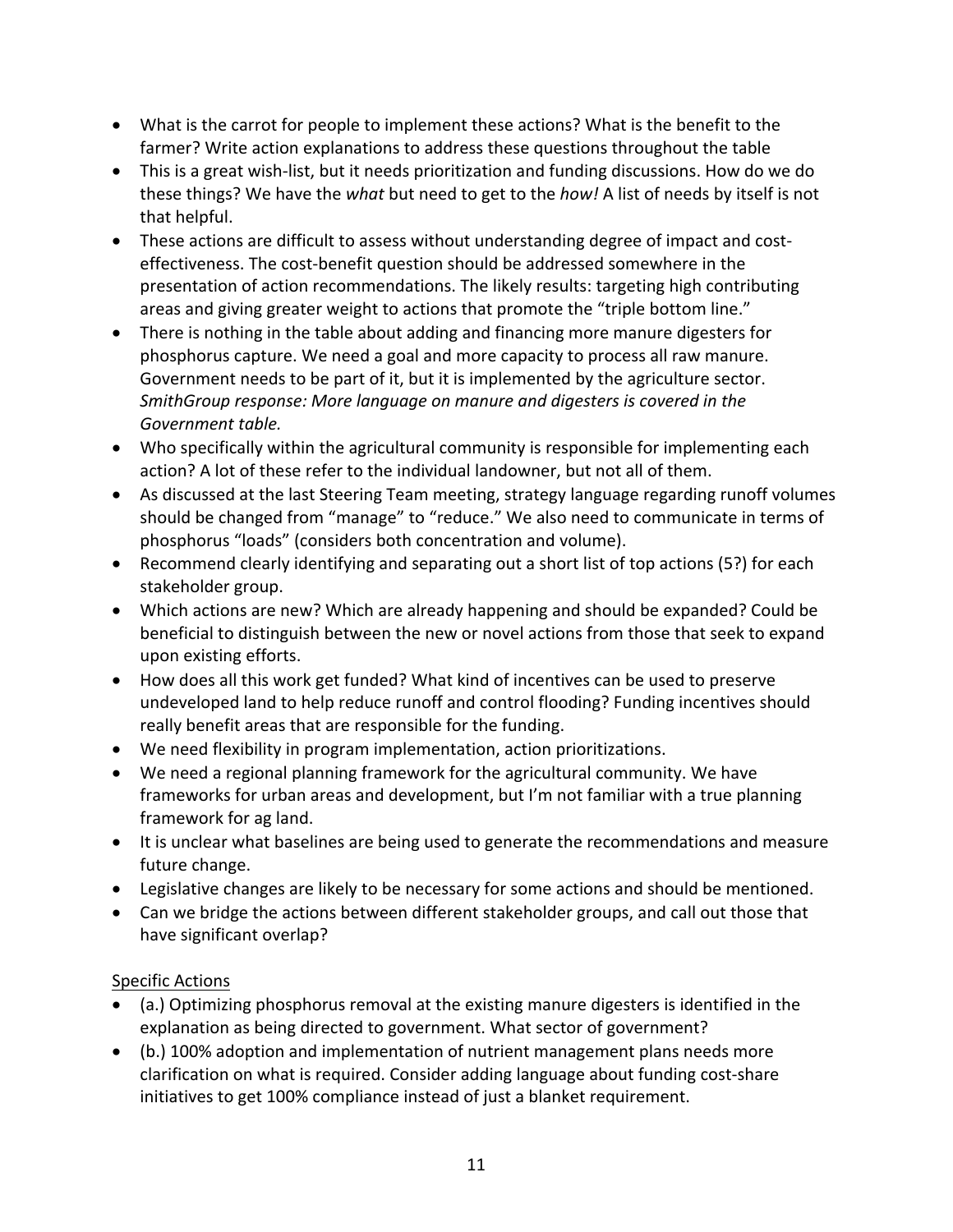- What is the carrot for people to implement these actions? What is the benefit to the farmer? Write action explanations to address these questions throughout the table
- This is a great wish-list, but it needs prioritization and funding discussions. How do we do these things? We have the *what* but need to get to the *how!* A list of needs by itself is not that helpful.
- These actions are difficult to assess without understanding degree of impact and cost-effectiveness. The cost-benefit question should be addressed somewhere in the presentation of action recommendations. The likely results: targeting high contributing areas and giving greater weight to actions that promote the "triple bottom line."
- There is nothing in the table about adding and financing more manure digesters for phosphorus capture. We need a goal and more capacity to process all raw manure. Government needs to be part of it, but it is implemented by the agriculture sector. *SmithGroup response: More language on manure and digesters is covered in the Government table.*
- Who specifically within the agricultural community is responsible for implementing each action? A lot of these refer to the individual landowner, but not all of them.
- As discussed at the last Steering Team meeting, strategy language regarding runoff volumes should be changed from "manage" to "reduce." We also need to communicate in terms of phosphorus "loads" (considers both concentration and volume).
- Recommend clearly identifying and separating out a short list of top actions (5?) for each stakeholder group.
- Which actions are new? Which are already happening and should be expanded? Could be beneficial to distinguish between the new or novel actions from those that seek to expand upon existing efforts.
- How does all this work get funded? What kind of incentives can be used to preserve undeveloped land to help reduce runoff and control flooding? Funding incentives should really benefit areas that are responsible for the funding.
- We need flexibility in program implementation, action prioritizations.
- We need a regional planning framework for the agricultural community. We have frameworks for urban areas and development, but I'm not familiar with a true planning framework for ag land.
- It is unclear what baselines are being used to generate the recommendations and measure future change.
- Legislative changes are likely to be necessary for some actions and should be mentioned.
- Can we bridge the actions between different stakeholder groups, and call out those that have significant overlap?

<u>Specific Actions</u>

- (a.) Optimizing phosphorus removal at the existing manure digesters is identified in the explanation as being directed to government. What sector of government?
- (b.) 100% adoption and implementation of nutrient management plans needs more clarification on what is required. Consider adding language about funding cost-share initiatives to get 100% compliance instead of just a blanket requirement.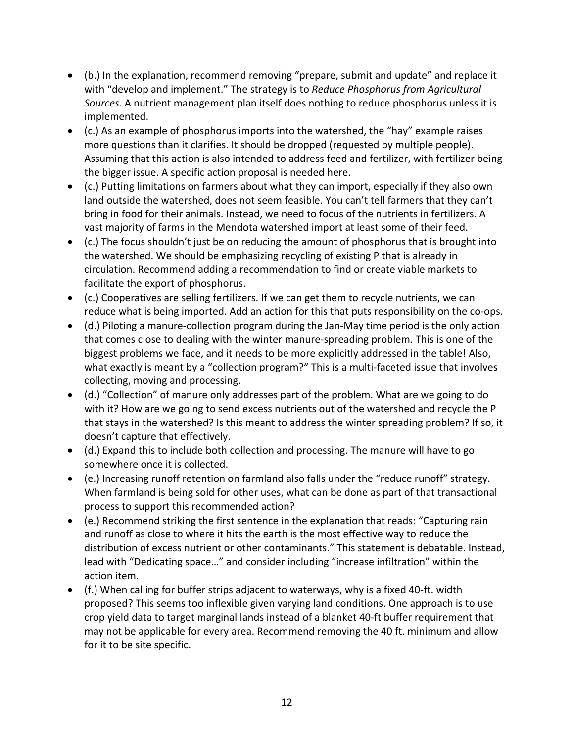- (b.) In the explanation, recommend removing "prepare, submit and update" and replace it with "develop and implement." The strategy is to *Reduce Phosphorus from Agricultural Sources.* A nutrient management plan itself does nothing to reduce phosphorus unless it is implemented.
- (c.) As an example of phosphorus imports into the watershed, the "hay" example raises more questions than it clarifies. It should be dropped (requested by multiple people). Assuming that this action is also intended to address feed and fertilizer, with fertilizer being the bigger issue. A specific action proposal is needed here.
- (c.) Putting limitations on farmers about what they can import, especially if they also own land outside the watershed, does not seem feasible. You can't tell farmers that they can't bring in food for their animals. Instead, we need to focus of the nutrients in fertilizers. A vast majority of farms in the Mendota watershed import at least some of their feed.
- (c.) The focus shouldn't just be on reducing the amount of phosphorus that is brought into the watershed. We should be emphasizing recycling of existing P that is already in circulation. Recommend adding a recommendation to find or create viable markets to facilitate the export of phosphorus.
- (c.) Cooperatives are selling fertilizers. If we can get them to recycle nutrients, we can reduce what is being imported. Add an action for this that puts responsibility on the co-ops.
- (d.) Piloting a manure-collection program during the Jan-May time period is the only action that comes close to dealing with the winter manure-spreading problem. This is one of the biggest problems we face, and it needs to be more explicitly addressed in the table! Also, what exactly is meant by a "collection program?" This is a multi-faceted issue that involves collecting, moving and processing.
- (d.) "Collection" of manure only addresses part of the problem. What are we going to do with it? How are we going to send excess nutrients out of the watershed and recycle the P that stays in the watershed? Is this meant to address the winter spreading problem? If so, it doesn't capture that effectively.
- (d.) Expand this to include both collection and processing. The manure will have to go somewhere once it is collected.
- (e.) Increasing runoff retention on farmland also falls under the "reduce runoff" strategy. When farmland is being sold for other uses, what can be done as part of that transactional process to support this recommended action?
- (e.) Recommend striking the first sentence in the explanation that reads: "Capturing rain and runoff as close to where it hits the earth is the most effective way to reduce the distribution of excess nutrient or other contaminants." This statement is debatable. Instead, lead with "Dedicating space…" and consider including "increase infiltration" within the action item.
- (f.) When calling for buffer strips adjacent to waterways, why is a fixed 40-ft. width proposed? This seems too inflexible given varying land conditions. One approach is to use crop yield data to target marginal lands instead of a blanket 40-ft buffer requirement that may not be applicable for every area. Recommend removing the 40 ft. minimum and allow for it to be site specific.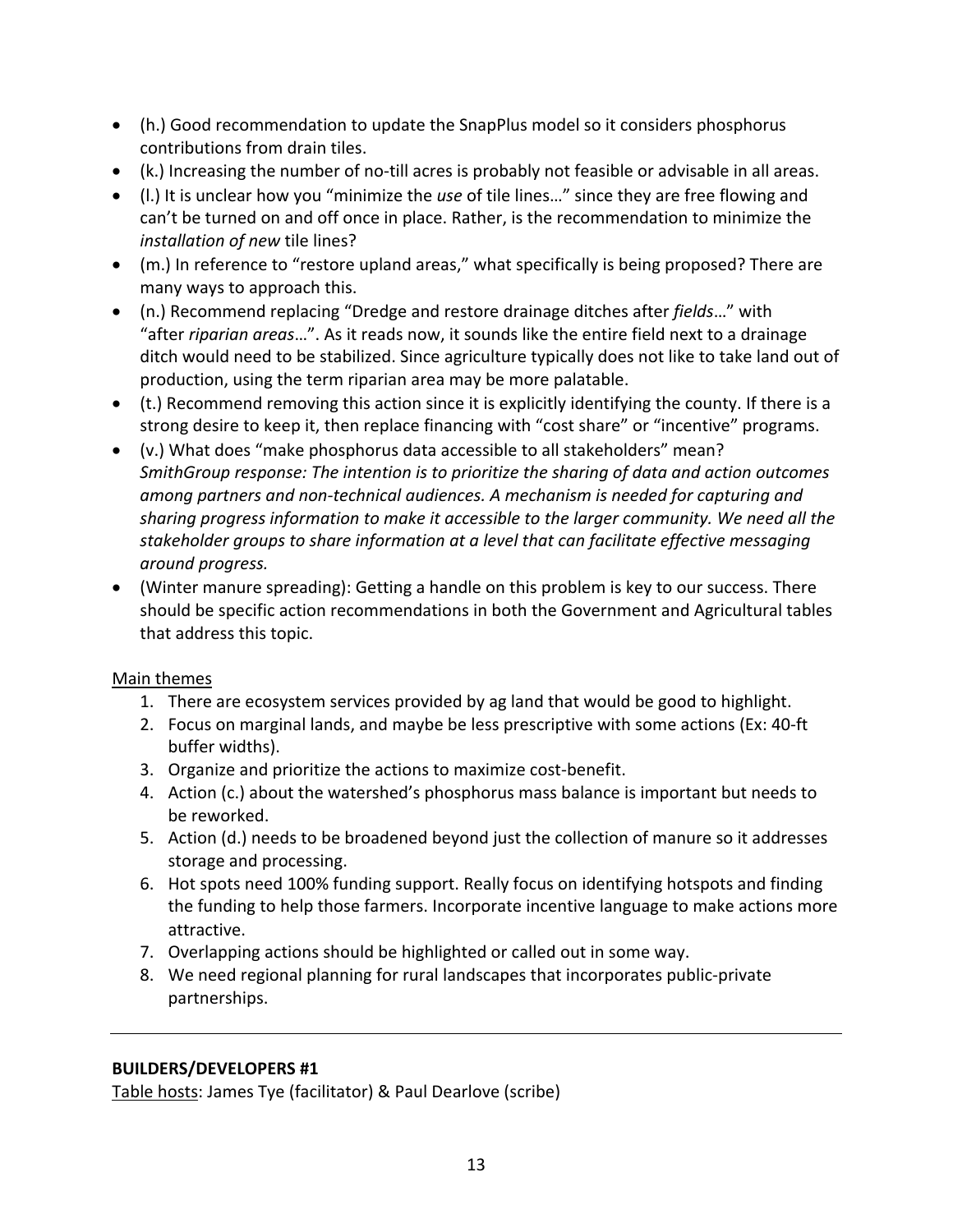- (h.) Good recommendation to update the SnapPlus model so it considers phosphorus contributions from drain tiles.
- (k.) Increasing the number of no-till acres is probably not feasible or advisable in all areas.
- (l.) It is unclear how you "minimize the *use* of tile lines…" since they are free flowing and can't be turned on and off once in place. Rather, is the recommendation to minimize the *installation of new* tile lines?
- (m.) In reference to "restore upland areas," what specifically is being proposed? There are many ways to approach this.
- (n.) Recommend replacing "Dredge and restore drainage ditches after *fields*…" with "after *riparian areas*…". As it reads now, it sounds like the entire field next to a drainage ditch would need to be stabilized. Since agriculture typically does not like to take land out of production, using the term riparian area may be more palatable.
- (t.) Recommend removing this action since it is explicitly identifying the county. If there is a strong desire to keep it, then replace financing with "cost share" or "incentive" programs.
- (v.) What does "make phosphorus data accessible to all stakeholders" mean? *SmithGroup response: The intention is to prioritize the sharing of data and action outcomes among partners and non-technical audiences. A mechanism is needed for capturing and sharing progress information to make it accessible to the larger community. We need all the stakeholder groups to share information at a level that can facilitate effective messaging around progress.*
- (Winter manure spreading): Getting a handle on this problem is key to our success. There should be specific action recommendations in both the Government and Agricultural tables that address this topic.

<u>Main themes</u>

1. There are ecosystem services provided by ag land that would be good to highlight.
2. Focus on marginal lands, and maybe be less prescriptive with some actions (Ex: 40-ft buffer widths).
3. Organize and prioritize the actions to maximize cost-benefit.
4. Action (c.) about the watershed's phosphorus mass balance is important but needs to be reworked.
5. Action (d.) needs to be broadened beyond just the collection of manure so it addresses storage and processing.
6. Hot spots need 100% funding support. Really focus on identifying hotspots and finding the funding to help those farmers. Incorporate incentive language to make actions more attractive.
7. Overlapping actions should be highlighted or called out in some way.
8. We need regional planning for rural landscapes that incorporates public-private partnerships.

---

**BUILDERS/DEVELOPERS #1**

<u>Table hosts</u>: James Tye (facilitator) & Paul Dearlove (scribe)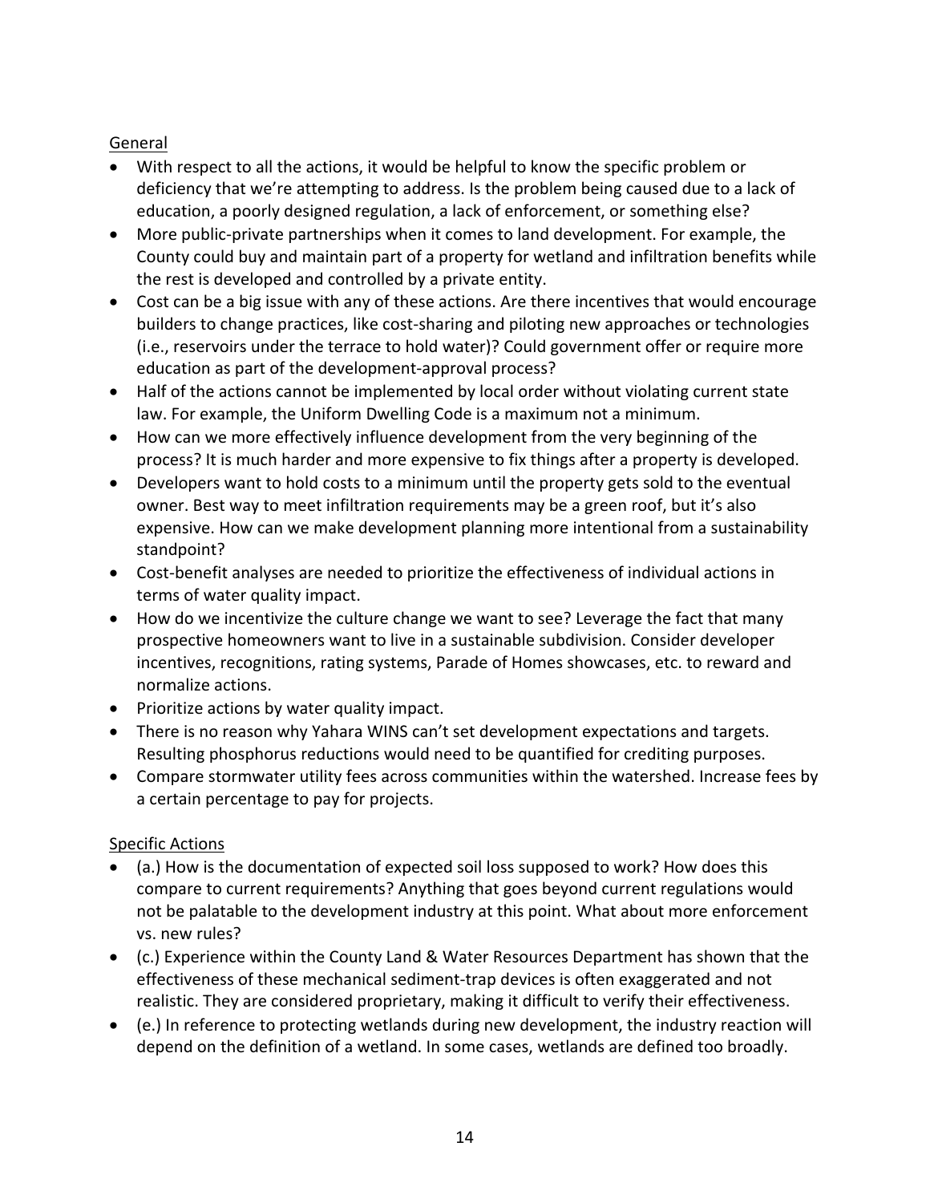General

- With respect to all the actions, it would be helpful to know the specific problem or deficiency that we're attempting to address. Is the problem being caused due to a lack of education, a poorly designed regulation, a lack of enforcement, or something else?
- More public-private partnerships when it comes to land development. For example, the County could buy and maintain part of a property for wetland and infiltration benefits while the rest is developed and controlled by a private entity.
- Cost can be a big issue with any of these actions. Are there incentives that would encourage builders to change practices, like cost-sharing and piloting new approaches or technologies (i.e., reservoirs under the terrace to hold water)? Could government offer or require more education as part of the development-approval process?
- Half of the actions cannot be implemented by local order without violating current state law. For example, the Uniform Dwelling Code is a maximum not a minimum.
- How can we more effectively influence development from the very beginning of the process? It is much harder and more expensive to fix things after a property is developed.
- Developers want to hold costs to a minimum until the property gets sold to the eventual owner. Best way to meet infiltration requirements may be a green roof, but it's also expensive. How can we make development planning more intentional from a sustainability standpoint?
- Cost-benefit analyses are needed to prioritize the effectiveness of individual actions in terms of water quality impact.
- How do we incentivize the culture change we want to see? Leverage the fact that many prospective homeowners want to live in a sustainable subdivision. Consider developer incentives, recognitions, rating systems, Parade of Homes showcases, etc. to reward and normalize actions.
- Prioritize actions by water quality impact.
- There is no reason why Yahara WINS can't set development expectations and targets. Resulting phosphorus reductions would need to be quantified for crediting purposes.
- Compare stormwater utility fees across communities within the watershed. Increase fees by a certain percentage to pay for projects.

Specific Actions

- (a.) How is the documentation of expected soil loss supposed to work? How does this compare to current requirements? Anything that goes beyond current regulations would not be palatable to the development industry at this point. What about more enforcement vs. new rules?
- (c.) Experience within the County Land & Water Resources Department has shown that the effectiveness of these mechanical sediment-trap devices is often exaggerated and not realistic. They are considered proprietary, making it difficult to verify their effectiveness.
- (e.) In reference to protecting wetlands during new development, the industry reaction will depend on the definition of a wetland. In some cases, wetlands are defined too broadly.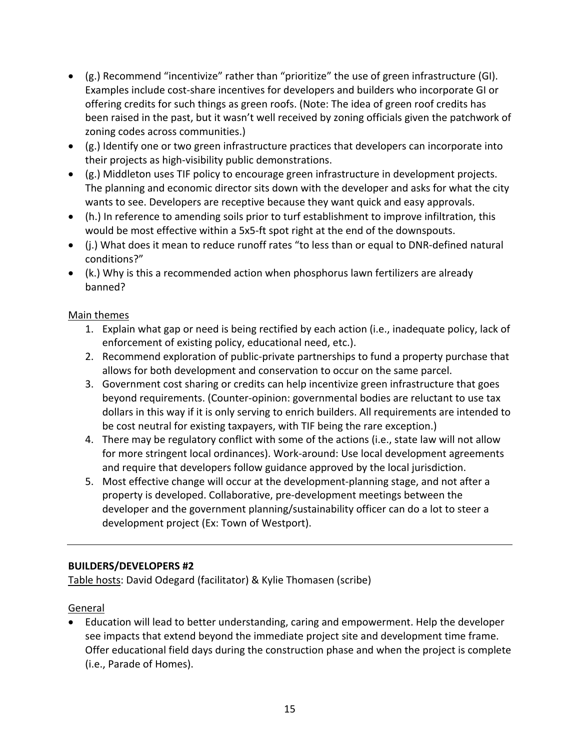- (g.) Recommend "incentivize" rather than "prioritize" the use of green infrastructure (GI). Examples include cost-share incentives for developers and builders who incorporate GI or offering credits for such things as green roofs. (Note: The idea of green roof credits has been raised in the past, but it wasn't well received by zoning officials given the patchwork of zoning codes across communities.)
- (g.) Identify one or two green infrastructure practices that developers can incorporate into their projects as high-visibility public demonstrations.
- (g.) Middleton uses TIF policy to encourage green infrastructure in development projects. The planning and economic director sits down with the developer and asks for what the city wants to see. Developers are receptive because they want quick and easy approvals.
- (h.) In reference to amending soils prior to turf establishment to improve infiltration, this would be most effective within a 5x5-ft spot right at the end of the downspouts.
- (j.) What does it mean to reduce runoff rates "to less than or equal to DNR-defined natural conditions?"
- (k.) Why is this a recommended action when phosphorus lawn fertilizers are already banned?

<u>Main themes</u>

1. Explain what gap or need is being rectified by each action (i.e., inadequate policy, lack of enforcement of existing policy, educational need, etc.).
2. Recommend exploration of public-private partnerships to fund a property purchase that allows for both development and conservation to occur on the same parcel.
3. Government cost sharing or credits can help incentivize green infrastructure that goes beyond requirements. (Counter-opinion: governmental bodies are reluctant to use tax dollars in this way if it is only serving to enrich builders. All requirements are intended to be cost neutral for existing taxpayers, with TIF being the rare exception.)
4. There may be regulatory conflict with some of the actions (i.e., state law will not allow for more stringent local ordinances). Work-around: Use local development agreements and require that developers follow guidance approved by the local jurisdiction.
5. Most effective change will occur at the development-planning stage, and not after a property is developed. Collaborative, pre-development meetings between the developer and the government planning/sustainability officer can do a lot to steer a development project (Ex: Town of Westport).

---

**BUILDERS/DEVELOPERS #2**

<u>Table hosts</u>: David Odegard (facilitator) & Kylie Thomasen (scribe)

<u>General</u>

- Education will lead to better understanding, caring and empowerment. Help the developer see impacts that extend beyond the immediate project site and development time frame. Offer educational field days during the construction phase and when the project is complete (i.e., Parade of Homes).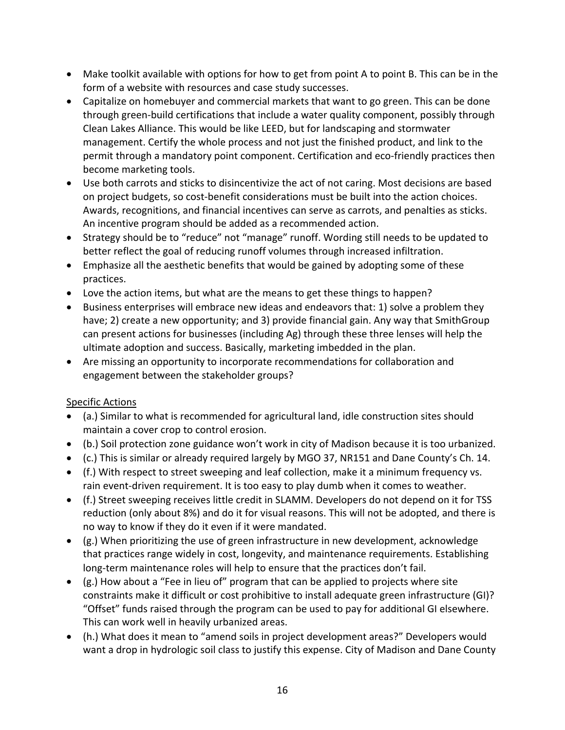- Make toolkit available with options for how to get from point A to point B. This can be in the form of a website with resources and case study successes.
- Capitalize on homebuyer and commercial markets that want to go green. This can be done through green-build certifications that include a water quality component, possibly through Clean Lakes Alliance. This would be like LEED, but for landscaping and stormwater management. Certify the whole process and not just the finished product, and link to the permit through a mandatory point component. Certification and eco-friendly practices then become marketing tools.
- Use both carrots and sticks to disincentivize the act of not caring. Most decisions are based on project budgets, so cost-benefit considerations must be built into the action choices. Awards, recognitions, and financial incentives can serve as carrots, and penalties as sticks. An incentive program should be added as a recommended action.
- Strategy should be to "reduce" not "manage" runoff. Wording still needs to be updated to better reflect the goal of reducing runoff volumes through increased infiltration.
- Emphasize all the aesthetic benefits that would be gained by adopting some of these practices.
- Love the action items, but what are the means to get these things to happen?
- Business enterprises will embrace new ideas and endeavors that: 1) solve a problem they have; 2) create a new opportunity; and 3) provide financial gain. Any way that SmithGroup can present actions for businesses (including Ag) through these three lenses will help the ultimate adoption and success. Basically, marketing imbedded in the plan.
- Are missing an opportunity to incorporate recommendations for collaboration and engagement between the stakeholder groups?

<u>Specific Actions</u>

- (a.) Similar to what is recommended for agricultural land, idle construction sites should maintain a cover crop to control erosion.
- (b.) Soil protection zone guidance won't work in city of Madison because it is too urbanized.
- (c.) This is similar or already required largely by MGO 37, NR151 and Dane County's Ch. 14.
- (f.) With respect to street sweeping and leaf collection, make it a minimum frequency vs. rain event-driven requirement. It is too easy to play dumb when it comes to weather.
- (f.) Street sweeping receives little credit in SLAMM. Developers do not depend on it for TSS reduction (only about 8%) and do it for visual reasons. This will not be adopted, and there is no way to know if they do it even if it were mandated.
- (g.) When prioritizing the use of green infrastructure in new development, acknowledge that practices range widely in cost, longevity, and maintenance requirements. Establishing long-term maintenance roles will help to ensure that the practices don't fail.
- (g.) How about a "Fee in lieu of" program that can be applied to projects where site constraints make it difficult or cost prohibitive to install adequate green infrastructure (GI)? "Offset" funds raised through the program can be used to pay for additional GI elsewhere. This can work well in heavily urbanized areas.
- (h.) What does it mean to "amend soils in project development areas?" Developers would want a drop in hydrologic soil class to justify this expense. City of Madison and Dane County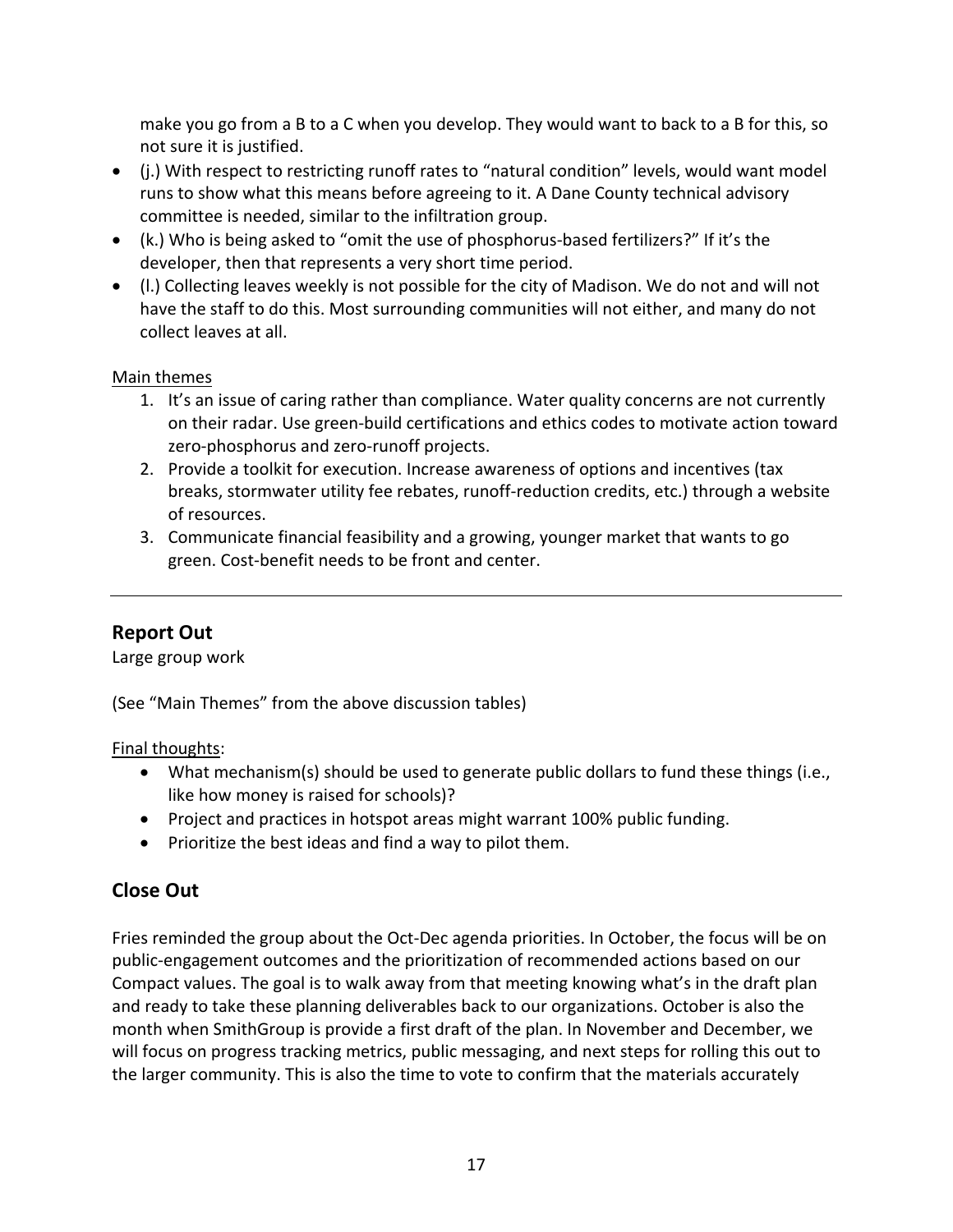make you go from a B to a C when you develop. They would want to back to a B for this, so not sure it is justified.

- (j.) With respect to restricting runoff rates to "natural condition" levels, would want model runs to show what this means before agreeing to it. A Dane County technical advisory committee is needed, similar to the infiltration group.
- (k.) Who is being asked to "omit the use of phosphorus-based fertilizers?" If it's the developer, then that represents a very short time period.
- (l.) Collecting leaves weekly is not possible for the city of Madison. We do not and will not have the staff to do this. Most surrounding communities will not either, and many do not collect leaves at all.

Main themes

1. It's an issue of caring rather than compliance. Water quality concerns are not currently on their radar. Use green-build certifications and ethics codes to motivate action toward zero-phosphorus and zero-runoff projects.
2. Provide a toolkit for execution. Increase awareness of options and incentives (tax breaks, stormwater utility fee rebates, runoff-reduction credits, etc.) through a website of resources.
3. Communicate financial feasibility and a growing, younger market that wants to go green. Cost-benefit needs to be front and center.

---

## Report Out

Large group work

(See "Main Themes" from the above discussion tables)

Final thoughts:

- What mechanism(s) should be used to generate public dollars to fund these things (i.e., like how money is raised for schools)?
- Project and practices in hotspot areas might warrant 100% public funding.
- Prioritize the best ideas and find a way to pilot them.

## Close Out

Fries reminded the group about the Oct-Dec agenda priorities. In October, the focus will be on public-engagement outcomes and the prioritization of recommended actions based on our Compact values. The goal is to walk away from that meeting knowing what's in the draft plan and ready to take these planning deliverables back to our organizations. October is also the month when SmithGroup is provide a first draft of the plan. In November and December, we will focus on progress tracking metrics, public messaging, and next steps for rolling this out to the larger community. This is also the time to vote to confirm that the materials accurately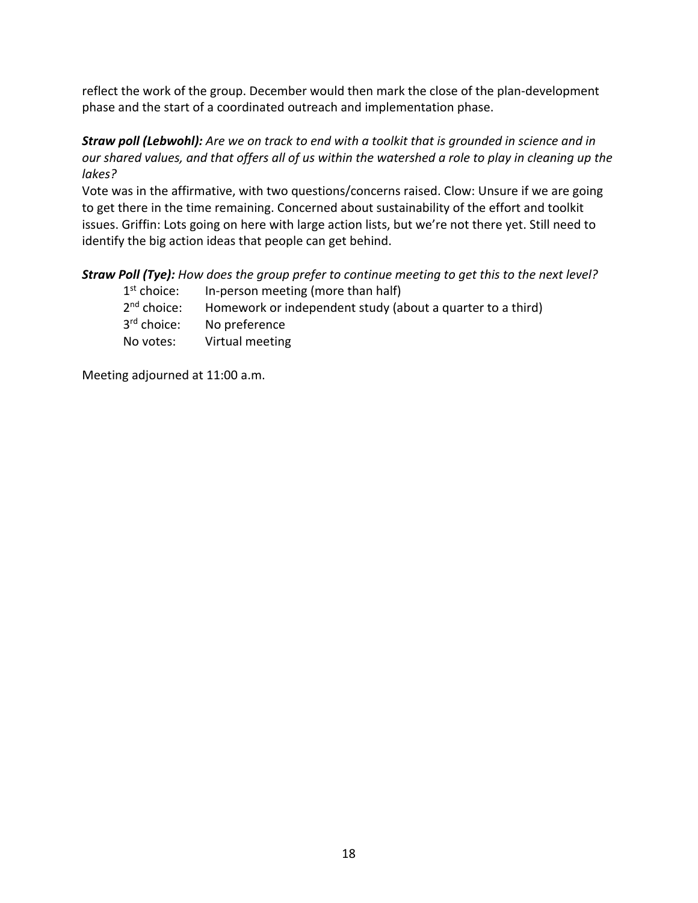reflect the work of the group. December would then mark the close of the plan-development phase and the start of a coordinated outreach and implementation phase.

***Straw poll (Lebwohl):*** *Are we on track to end with a toolkit that is grounded in science and in our shared values, and that offers all of us within the watershed a role to play in cleaning up the lakes?*

Vote was in the affirmative, with two questions/concerns raised. Clow: Unsure if we are going to get there in the time remaining. Concerned about sustainability of the effort and toolkit issues. Griffin: Lots going on here with large action lists, but we're not there yet. Still need to identify the big action ideas that people can get behind.

***Straw Poll (Tye):*** *How does the group prefer to continue meeting to get this to the next level?*

| | |
|---|---|
| 1st choice: | In-person meeting (more than half) |
| 2nd choice: | Homework or independent study (about a quarter to a third) |
| 3rd choice: | No preference |
| No votes: | Virtual meeting |

Meeting adjourned at 11:00 a.m.